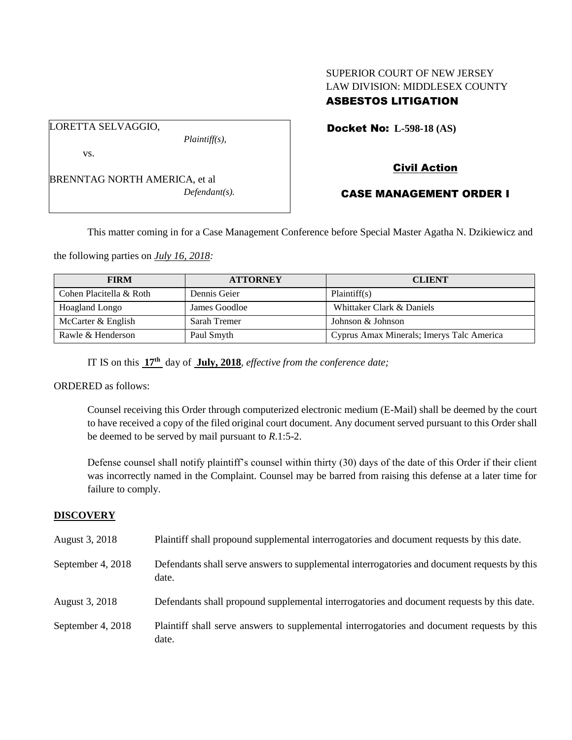SUPERIOR COURT OF NEW JERSEY
LAW DIVISION: MIDDLESEX COUNTY
**ASBESTOS LITIGATION**

LORETTA SELVAGGIO,
*Plaintiff(s),*

vs.

BRENNTAG NORTH AMERICA, et al
*Defendant(s).*

**Docket No: L-598-18 (AS)**

**Civil Action**

**CASE MANAGEMENT ORDER I**

This matter coming in for a Case Management Conference before Special Master Agatha N. Dzikiewicz and the following parties on *July 16, 2018:*

| FIRM | ATTORNEY | CLIENT |
|---|---|---|
| Cohen Placitella & Roth | Dennis Geier | Plaintiff(s) |
| Hoagland Longo | James Goodloe | Whittaker Clark & Daniels |
| McCarter & English | Sarah Tremer | Johnson & Johnson |
| Rawle & Henderson | Paul Smyth | Cyprus Amax Minerals; Imerys Talc America |

IT IS on this **17th** day of **July, 2018**, *effective from the conference date;*

ORDERED as follows:

Counsel receiving this Order through computerized electronic medium (E-Mail) shall be deemed by the court to have received a copy of the filed original court document. Any document served pursuant to this Order shall be deemed to be served by mail pursuant to *R*.1:5-2.

Defense counsel shall notify plaintiff's counsel within thirty (30) days of the date of this Order if their client was incorrectly named in the Complaint. Counsel may be barred from raising this defense at a later time for failure to comply.

## DISCOVERY

August 3, 2018 — Plaintiff shall propound supplemental interrogatories and document requests by this date.

September 4, 2018 — Defendants shall serve answers to supplemental interrogatories and document requests by this date.

August 3, 2018 — Defendants shall propound supplemental interrogatories and document requests by this date.

September 4, 2018 — Plaintiff shall serve answers to supplemental interrogatories and document requests by this date.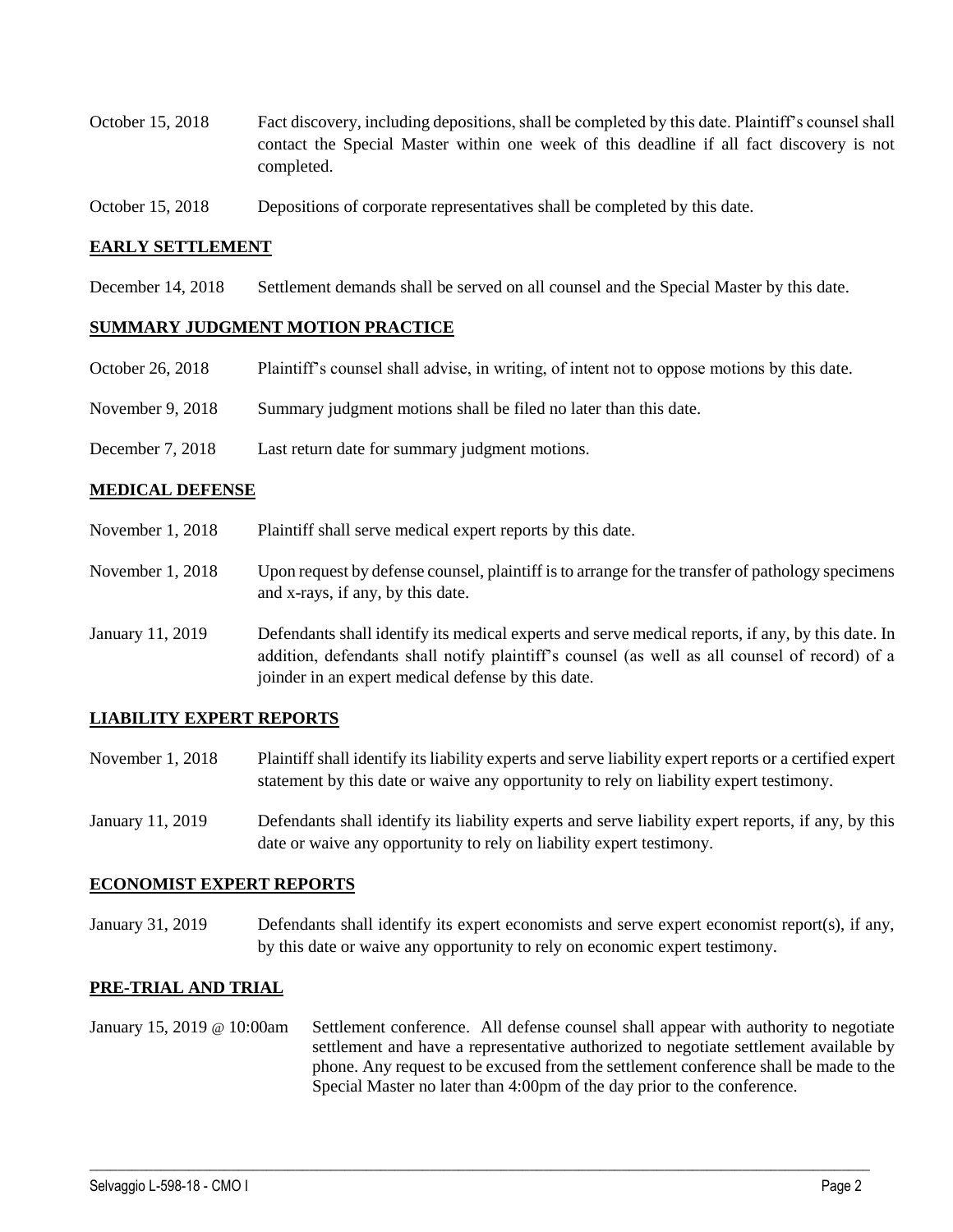| | |
|---|---|
| October 15, 2018 | Fact discovery, including depositions, shall be completed by this date. Plaintiff's counsel shall contact the Special Master within one week of this deadline if all fact discovery is not completed. |
| October 15, 2018 | Depositions of corporate representatives shall be completed by this date. |

## EARLY SETTLEMENT

| | |
|---|---|
| December 14, 2018 | Settlement demands shall be served on all counsel and the Special Master by this date. |

## SUMMARY JUDGMENT MOTION PRACTICE

| | |
|---|---|
| October 26, 2018 | Plaintiff's counsel shall advise, in writing, of intent not to oppose motions by this date. |
| November 9, 2018 | Summary judgment motions shall be filed no later than this date. |
| December 7, 2018 | Last return date for summary judgment motions. |

## MEDICAL DEFENSE

| | |
|---|---|
| November 1, 2018 | Plaintiff shall serve medical expert reports by this date. |
| November 1, 2018 | Upon request by defense counsel, plaintiff is to arrange for the transfer of pathology specimens and x-rays, if any, by this date. |
| January 11, 2019 | Defendants shall identify its medical experts and serve medical reports, if any, by this date. In addition, defendants shall notify plaintiff's counsel (as well as all counsel of record) of a joinder in an expert medical defense by this date. |

## LIABILITY EXPERT REPORTS

| | |
|---|---|
| November 1, 2018 | Plaintiff shall identify its liability experts and serve liability expert reports or a certified expert statement by this date or waive any opportunity to rely on liability expert testimony. |
| January 11, 2019 | Defendants shall identify its liability experts and serve liability expert reports, if any, by this date or waive any opportunity to rely on liability expert testimony. |

## ECONOMIST EXPERT REPORTS

| | |
|---|---|
| January 31, 2019 | Defendants shall identify its expert economists and serve expert economist report(s), if any, by this date or waive any opportunity to rely on economic expert testimony. |

## PRE-TRIAL AND TRIAL

| | |
|---|---|
| January 15, 2019 @ 10:00am | Settlement conference. All defense counsel shall appear with authority to negotiate settlement and have a representative authorized to negotiate settlement available by phone. Any request to be excused from the settlement conference shall be made to the Special Master no later than 4:00pm of the day prior to the conference. |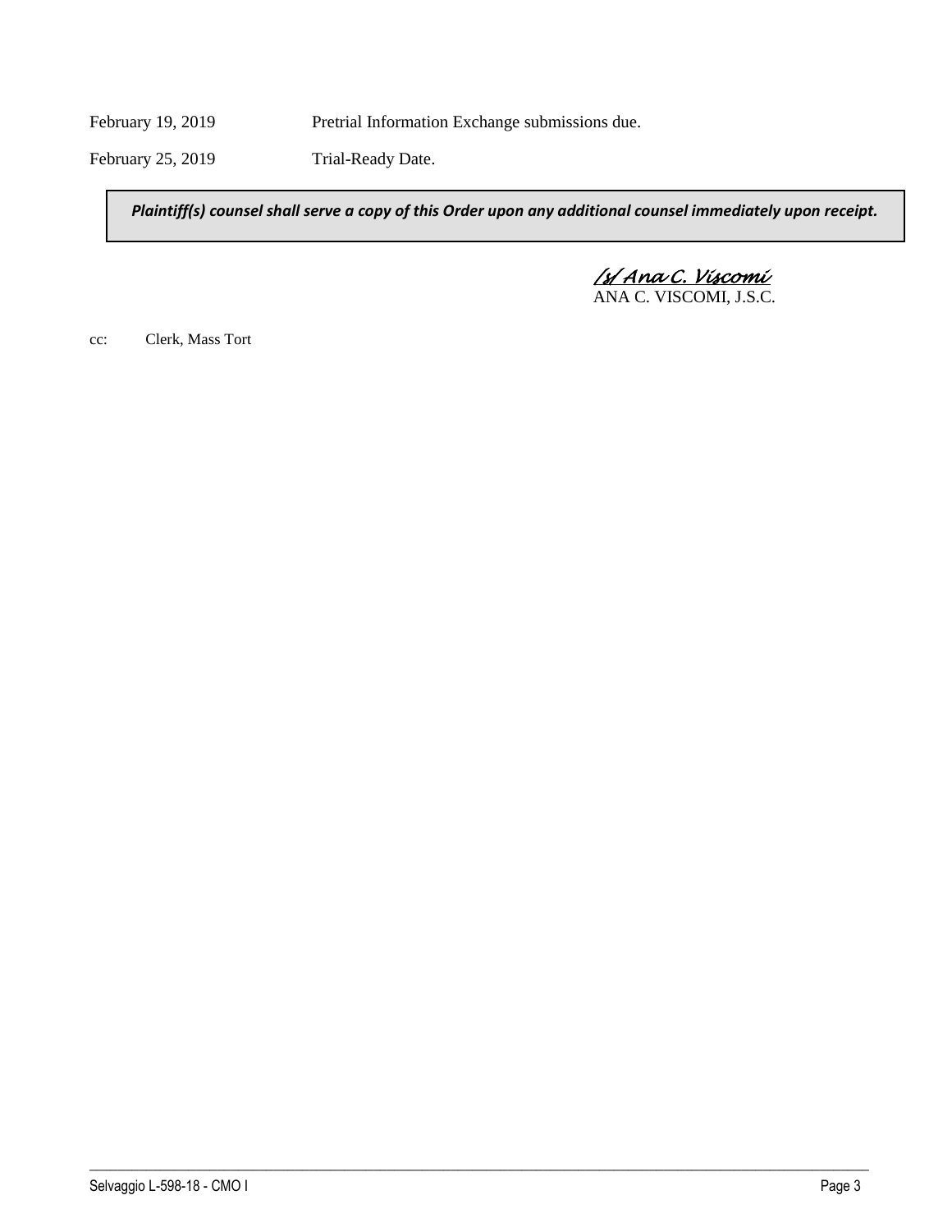| | |
|---|---|
| February 19, 2019 | Pretrial Information Exchange submissions due. |
| February 25, 2019 | Trial-Ready Date. |

***Plaintiff(s) counsel shall serve a copy of this Order upon any additional counsel immediately upon receipt.***

*/s/ Ana C. Viscomi*
ANA C. VISCOMI, J.S.C.

cc: Clerk, Mass Tort